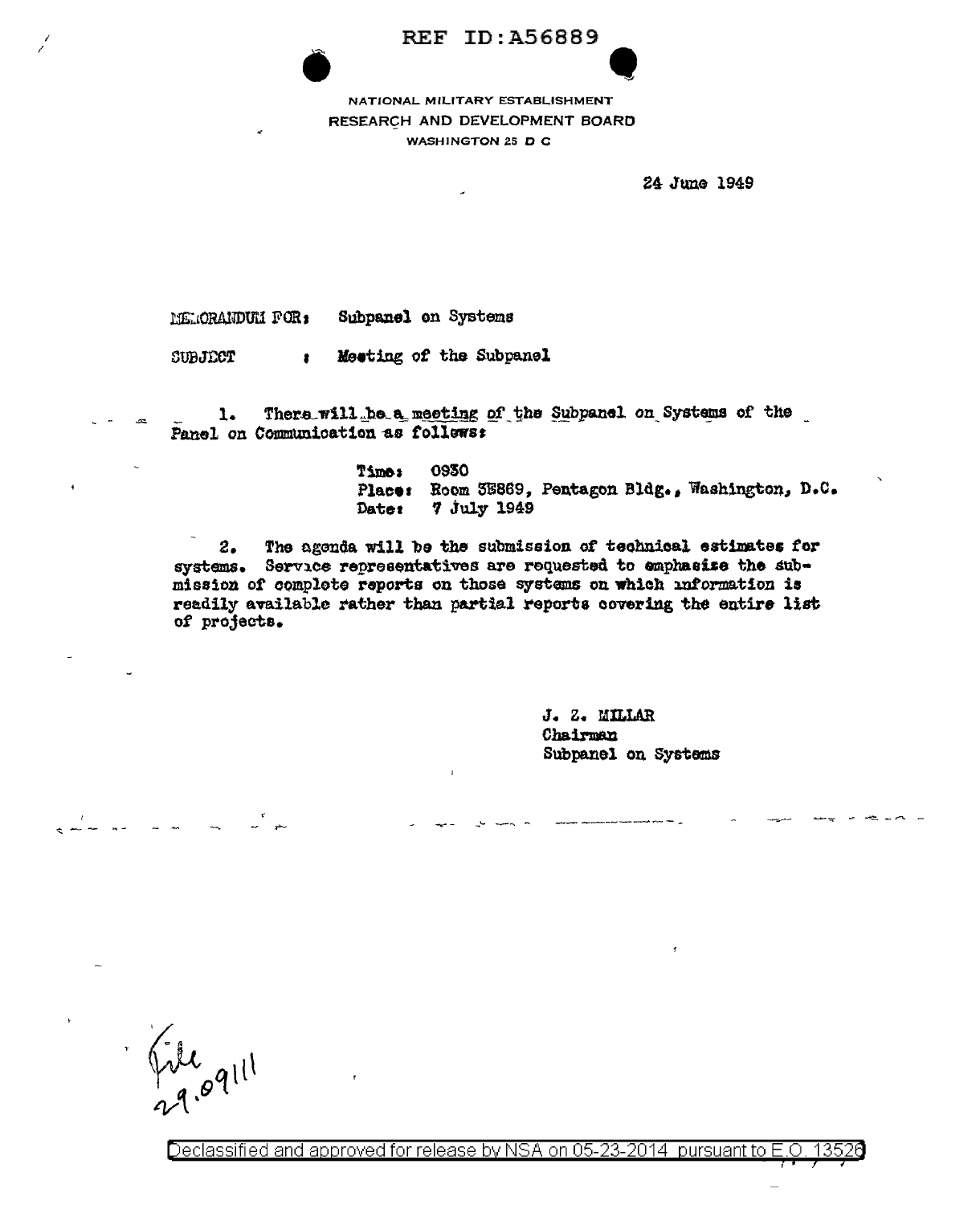REF ID:A56889

NATIONAL MILITARY ESTABLISHMENT
RESEARCH AND DEVELOPMENT BOARD
WASHINGTON 25 D C

24 June 1949

MEMORANDUM FOR: Subpanel on Systems

SUBJECT : Meeting of the Subpanel

1. There will be a meeting of the Subpanel on Systems of the Panel on Communication as follows:

Time: 0930
Place: Room 3E869, Pentagon Bldg., Washington, D.C.
Date: 7 July 1949

2. The agenda will be the submission of technical estimates for systems. Service representatives are requested to emphasize the submission of complete reports on those systems on which information is readily available rather than partial reports covering the entire list of projects.

J. Z. MILLAR
Chairman
Subpanel on Systems

File
29.09111

Declassified and approved for release by NSA on 05-23-2014 pursuant to E.O. 13526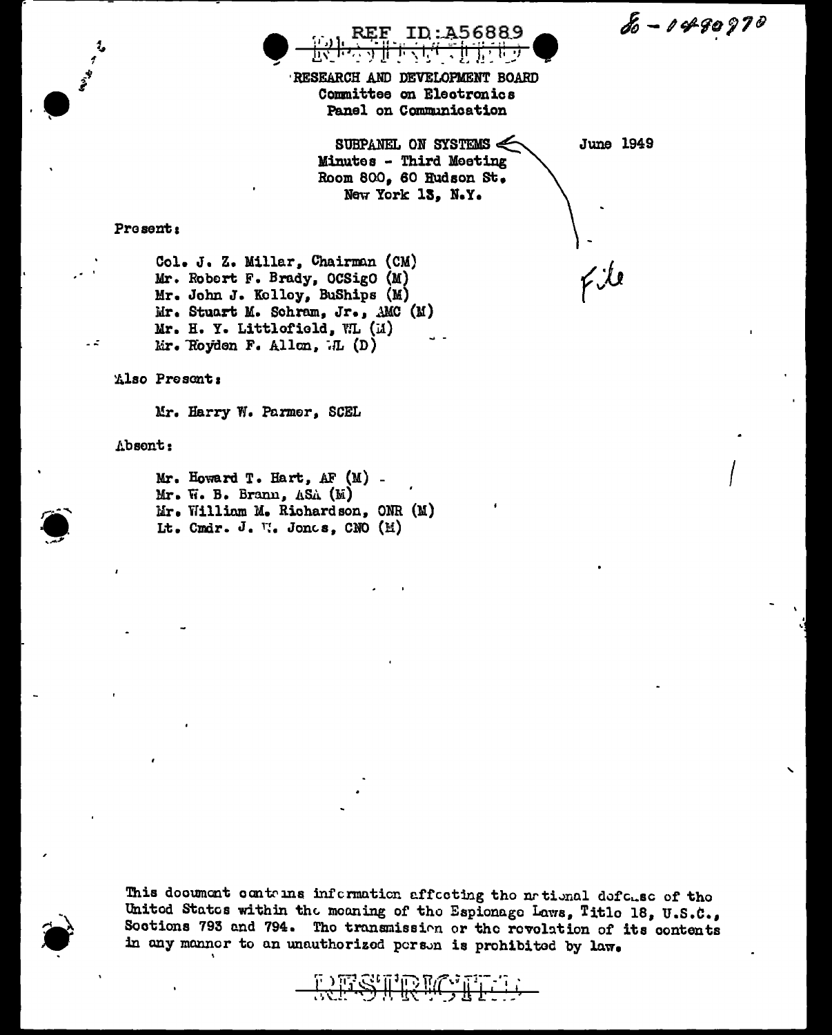REF ID:A56889

RESTRICTED

RESEARCH AND DEVELOPMENT BOARD
Committee on Electronics
Panel on Communication

SUBPANEL ON SYSTEMS
Minutes - Third Meeting
Room 800, 60 Hudson St.
New York 13, N.Y.

June 1949

Present:

Col. J. Z. Millar, Chairman (CM)
Mr. Robert F. Brady, OCSigO (M)
Mr. John J. Kelley, BuShips (M)
Mr. Stuart M. Schram, Jr., AMC (M)
Mr. H. Y. Littlefield, WL (M)
Mr. Royden F. Allen, WL (D)

Also Present:

Mr. Harry W. Parmer, SCEL

Absent:

Mr. Howard T. Hart, AF (M)
Mr. W. B. Brann, ASA (M)
Mr. William M. Richardson, ONR (M)
Lt. Cmdr. J. W. Jones, CNO (M)

This document contains information affecting the national defense of the United States within the meaning of the Espionage Laws, Title 18, U.S.C., Sections 793 and 794. The transmission or the revelation of its contents in any manner to an unauthorized person is prohibited by law.

RESTRICTED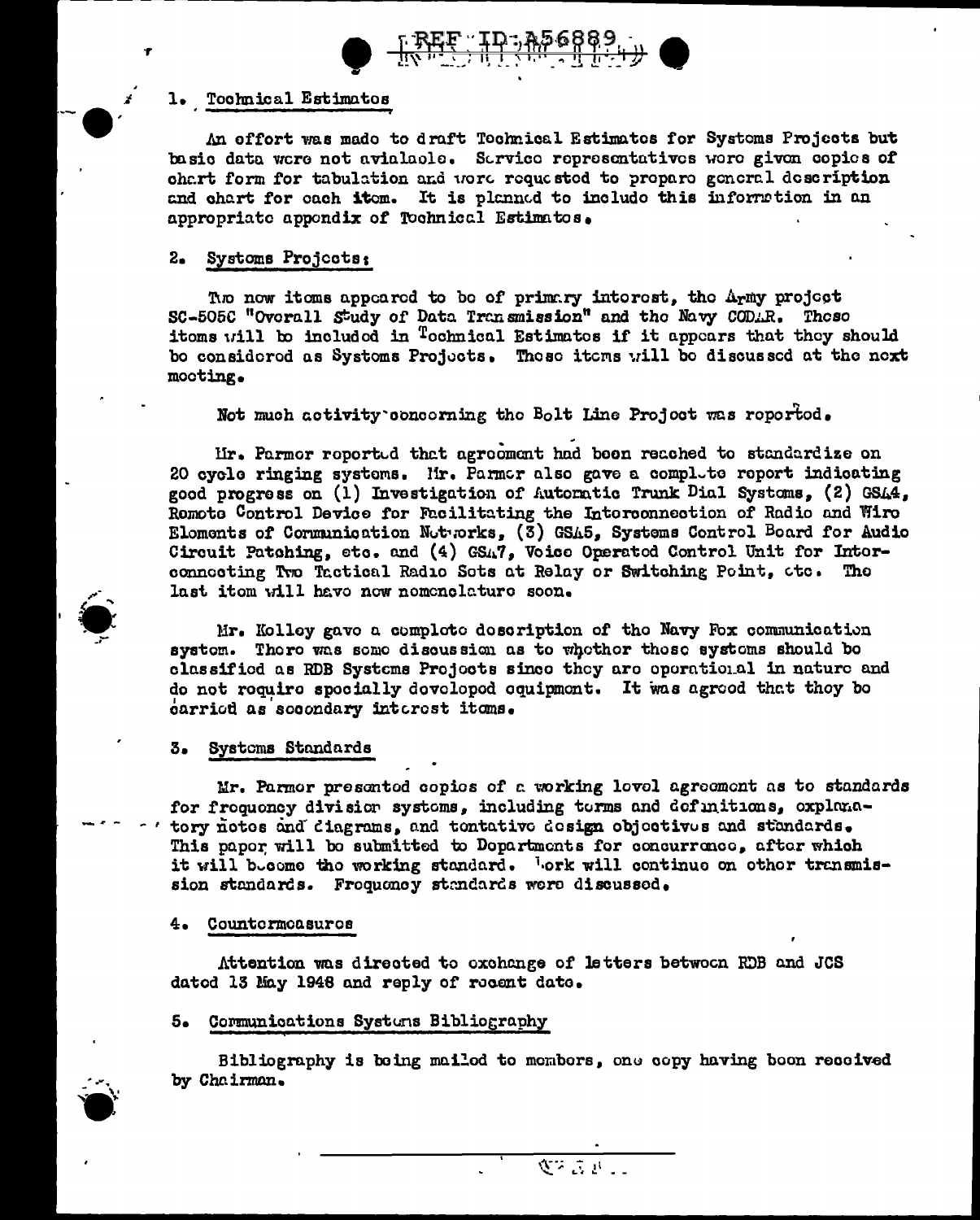## 1. Technical Estimates

An effort was made to draft Technical Estimates for Systems Projects but basic data were not avialaole. Service representatives were given copies of chart form for tabulation and were requested to prepare general description and chart for each item. It is planned to include this information in an appropriate appendix of Technical Estimates.

## 2. Systems Projects:

Two new items appeared to be of primary interest, the Army project SC-505C "Overall Study of Data Transmission" and the Navy CODAR. These items will be included in Technical Estimates if it appears that they should be considered as Systems Projects. These items will be discussed at the next meeting.

Not much activity concerning the Bolt Line Project was reported.

Mr. Parmer reported that agreement had been reached to standardize on 20 cycle ringing systems. Mr. Parmer also gave a complete report indicating good progress on (1) Investigation of Automatic Trunk Dial Systems, (2) GSA4, Remote Control Device for Facilitating the Interconnection of Radio and Wire Elements of Communication Networks, (3) GSA5, Systems Control Board for Audio Circuit Patching, etc. and (4) GSA7, Voice Operated Control Unit for Interconnecting Two Tactical Radio Sets at Relay or Switching Point, etc. The last item will have new nomenclature soon.

Mr. Kelley gave a complete description of the Navy Fox communication system. There was some discussion as to whether these systems should be classified as RDB Systems Projects since they are operational in nature and do not require specially developed equipment. It was agreed that they be carried as secondary interest items.

## 3. Systems Standards

Mr. Parmer presented copies of a working level agreement as to standards for frequency division systems, including terms and definitions, explanatory notes and diagrams, and tentative design objectives and standards. This paper will be submitted to Departments for concurrence, after which it will become the working standard. Work will continue on other transmission standards. Frequency standards were discussed.

## 4. Countermeasures

Attention was directed to exchange of letters between RDB and JCS dated 13 May 1948 and reply of recent date.

## 5. Communications Systems Bibliography

Bibliography is being mailed to members, one copy having been received by Chairman.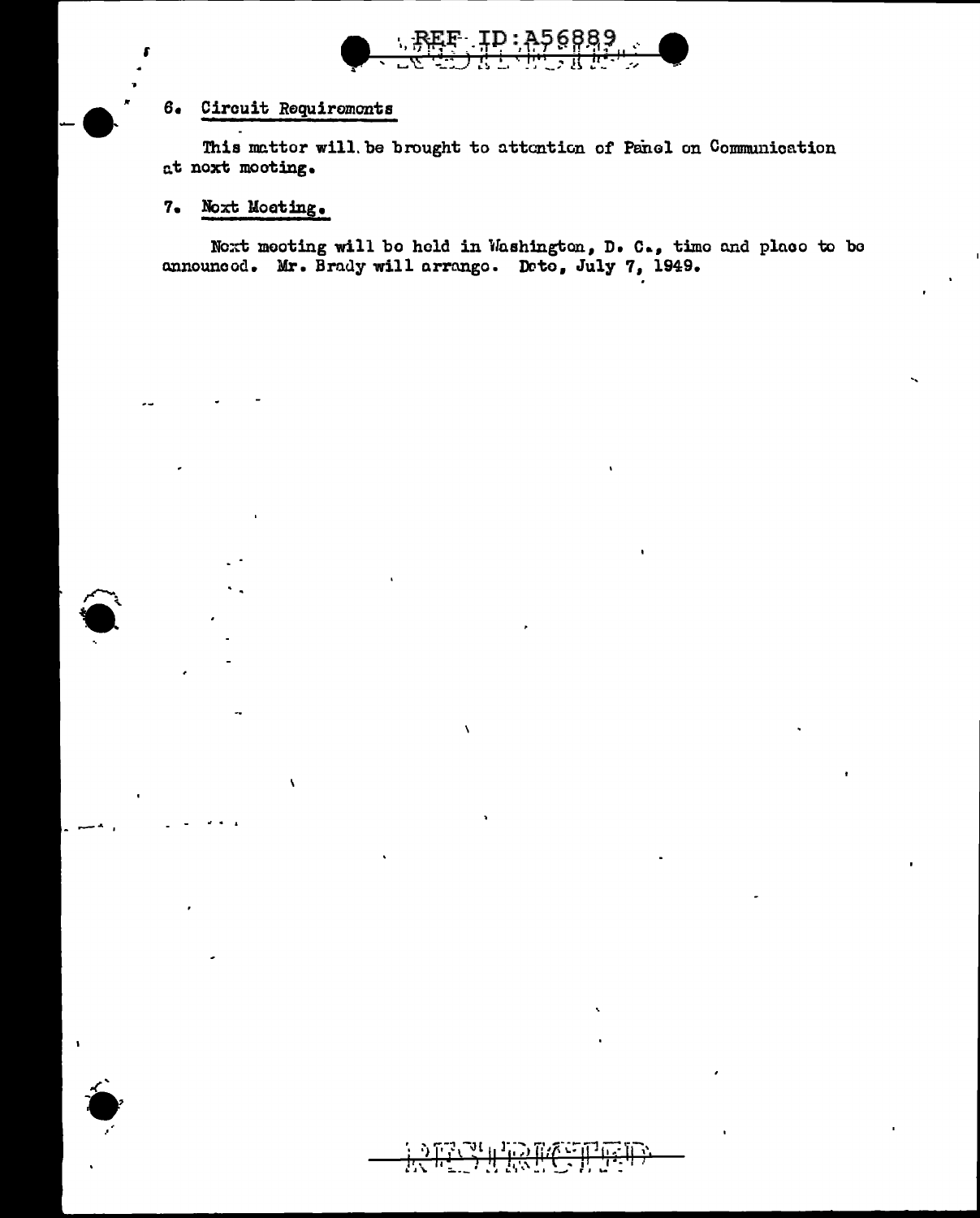6. Circuit Requirements

This mattor will be brought to attention of Panel on Communication at noxt mooting.

7. Noxt Mooting.

Noxt mooting will bo held in Washington, D. C., timo and placo to bo announcod. Mr. Brady will arrango. Dcto, July 7, 1949.